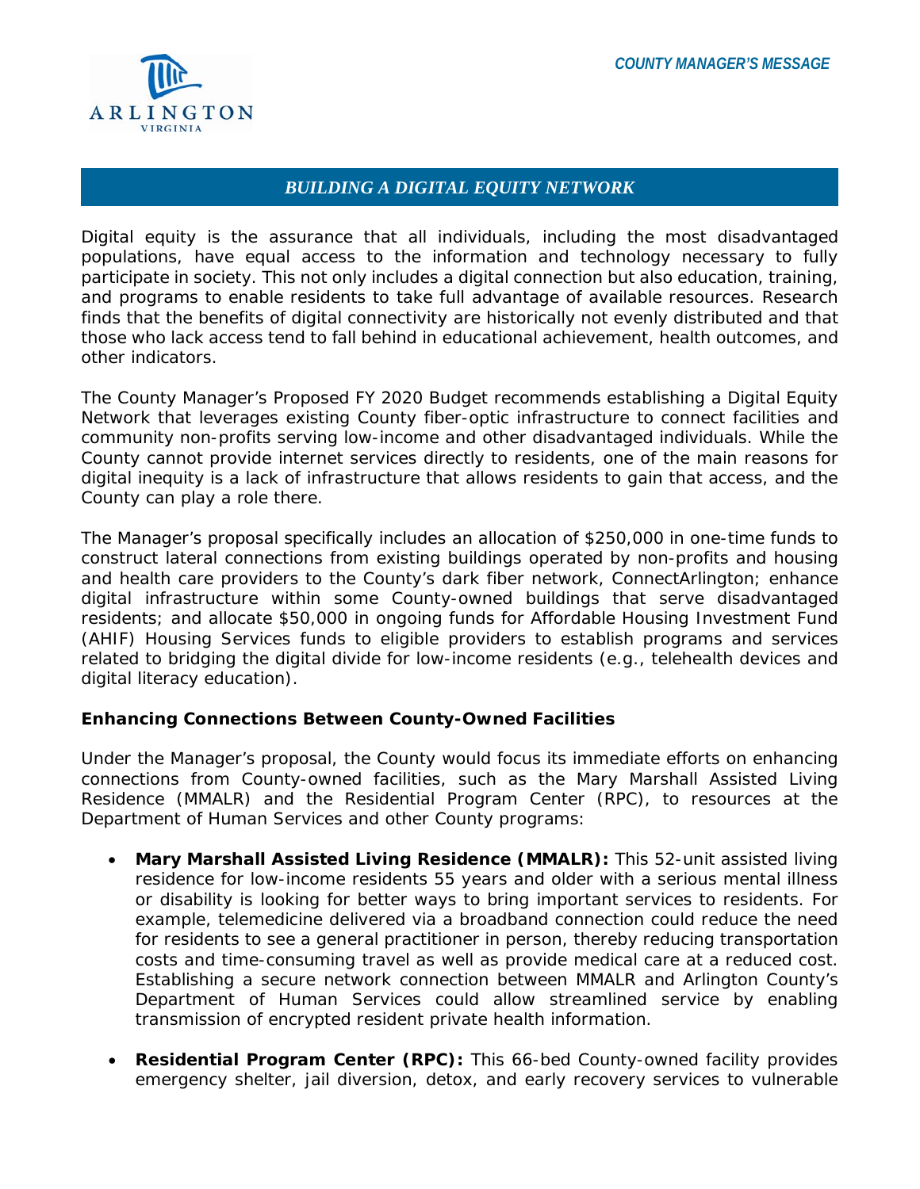## *BUILDING A DIGITAL EQUITY NETWORK*

Digital equity is the assurance that all individuals, including the most disadvantaged populations, have equal access to the information and technology necessary to fully participate in society. This not only includes a digital connection but also education, training, and programs to enable residents to take full advantage of available resources. Research finds that the benefits of digital connectivity are historically not evenly distributed and that those who lack access tend to fall behind in educational achievement, health outcomes, and other indicators.

The County Manager's Proposed FY 2020 Budget recommends establishing a Digital Equity Network that leverages existing County fiber-optic infrastructure to connect facilities and community non-profits serving low-income and other disadvantaged individuals. While the County cannot provide internet services directly to residents, one of the main reasons for digital inequity is a lack of infrastructure that allows residents to gain that access, and the County can play a role there.

The Manager's proposal specifically includes an allocation of $250,000 in one-time funds to construct lateral connections from existing buildings operated by non-profits and housing and health care providers to the County's dark fiber network, ConnectArlington; enhance digital infrastructure within some County-owned buildings that serve disadvantaged residents; and allocate $50,000 in ongoing funds for Affordable Housing Investment Fund (AHIF) Housing Services funds to eligible providers to establish programs and services related to bridging the digital divide for low-income residents (e.g., telehealth devices and digital literacy education).

### Enhancing Connections Between County-Owned Facilities

Under the Manager's proposal, the County would focus its immediate efforts on enhancing connections from County-owned facilities, such as the Mary Marshall Assisted Living Residence (MMALR) and the Residential Program Center (RPC), to resources at the Department of Human Services and other County programs:

- **Mary Marshall Assisted Living Residence (MMALR):** This 52-unit assisted living residence for low-income residents 55 years and older with a serious mental illness or disability is looking for better ways to bring important services to residents. For example, telemedicine delivered via a broadband connection could reduce the need for residents to see a general practitioner in person, thereby reducing transportation costs and time-consuming travel as well as provide medical care at a reduced cost. Establishing a secure network connection between MMALR and Arlington County's Department of Human Services could allow streamlined service by enabling transmission of encrypted resident private health information.
- **Residential Program Center (RPC):** This 66-bed County-owned facility provides emergency shelter, jail diversion, detox, and early recovery services to vulnerable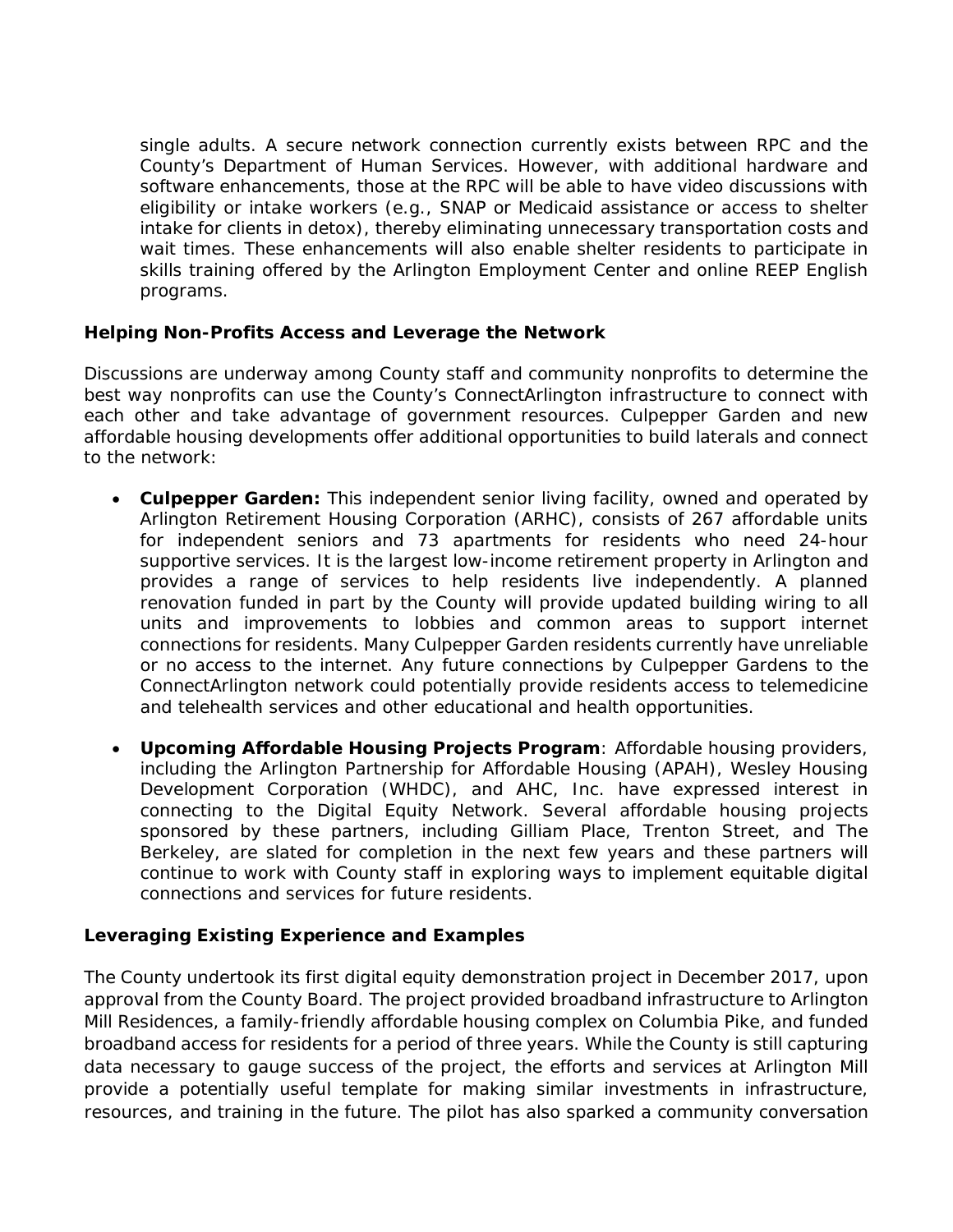single adults. A secure network connection currently exists between RPC and the County's Department of Human Services. However, with additional hardware and software enhancements, those at the RPC will be able to have video discussions with eligibility or intake workers (e.g., SNAP or Medicaid assistance or access to shelter intake for clients in detox), thereby eliminating unnecessary transportation costs and wait times. These enhancements will also enable shelter residents to participate in skills training offered by the Arlington Employment Center and online REEP English programs.

**Helping Non-Profits Access and Leverage the Network**

Discussions are underway among County staff and community nonprofits to determine the best way nonprofits can use the County's ConnectArlington infrastructure to connect with each other and take advantage of government resources. Culpepper Garden and new affordable housing developments offer additional opportunities to build laterals and connect to the network:

- **Culpepper Garden:** This independent senior living facility, owned and operated by Arlington Retirement Housing Corporation (ARHC), consists of 267 affordable units for independent seniors and 73 apartments for residents who need 24-hour supportive services. It is the largest low-income retirement property in Arlington and provides a range of services to help residents live independently. A planned renovation funded in part by the County will provide updated building wiring to all units and improvements to lobbies and common areas to support internet connections for residents. Many Culpepper Garden residents currently have unreliable or no access to the internet. Any future connections by Culpepper Gardens to the ConnectArlington network could potentially provide residents access to telemedicine and telehealth services and other educational and health opportunities.

- **Upcoming Affordable Housing Projects Program**: Affordable housing providers, including the Arlington Partnership for Affordable Housing (APAH), Wesley Housing Development Corporation (WHDC), and AHC, Inc. have expressed interest in connecting to the Digital Equity Network. Several affordable housing projects sponsored by these partners, including Gilliam Place, Trenton Street, and The Berkeley, are slated for completion in the next few years and these partners will continue to work with County staff in exploring ways to implement equitable digital connections and services for future residents.

**Leveraging Existing Experience and Examples**

The County undertook its first digital equity demonstration project in December 2017, upon approval from the County Board. The project provided broadband infrastructure to Arlington Mill Residences, a family-friendly affordable housing complex on Columbia Pike, and funded broadband access for residents for a period of three years. While the County is still capturing data necessary to gauge success of the project, the efforts and services at Arlington Mill provide a potentially useful template for making similar investments in infrastructure, resources, and training in the future. The pilot has also sparked a community conversation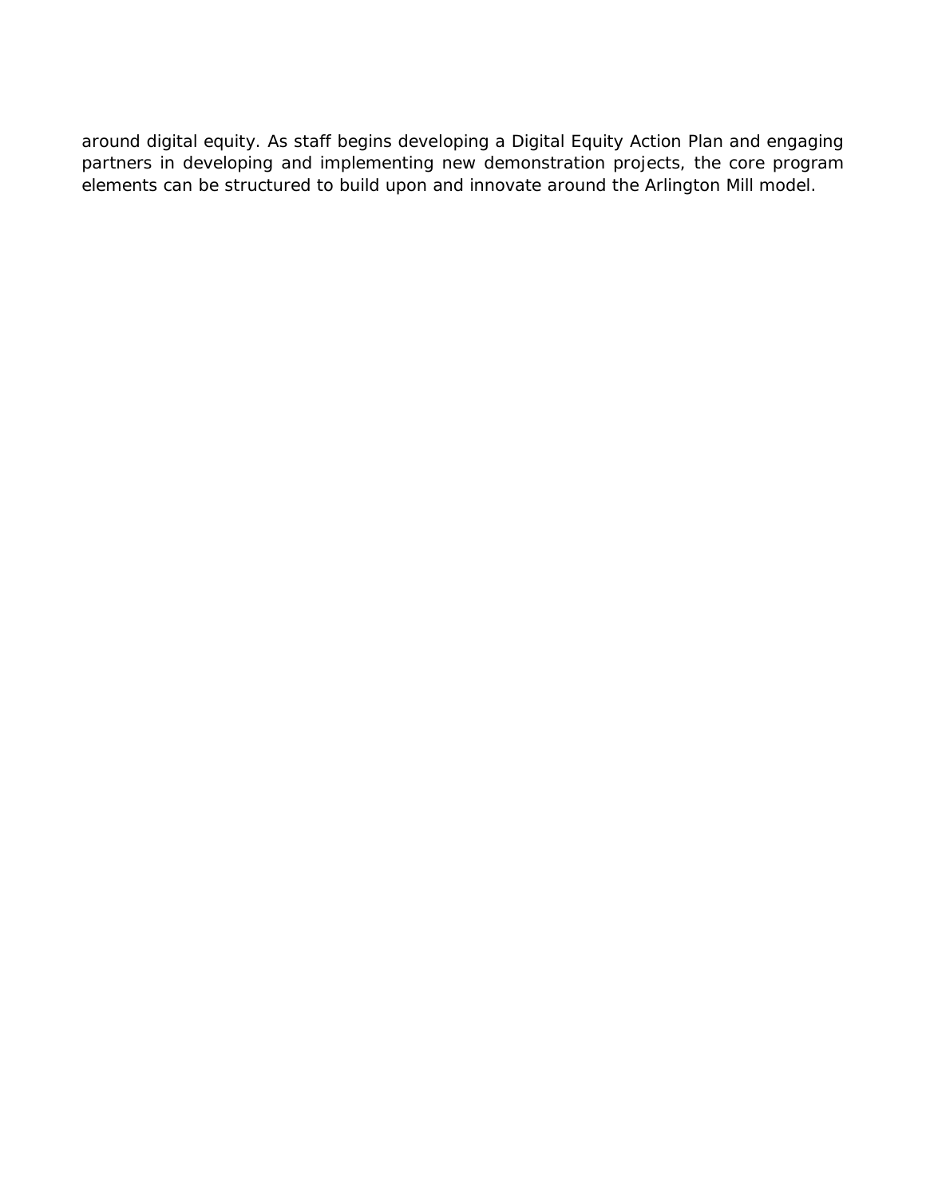around digital equity. As staff begins developing a Digital Equity Action Plan and engaging partners in developing and implementing new demonstration projects, the core program elements can be structured to build upon and innovate around the Arlington Mill model.